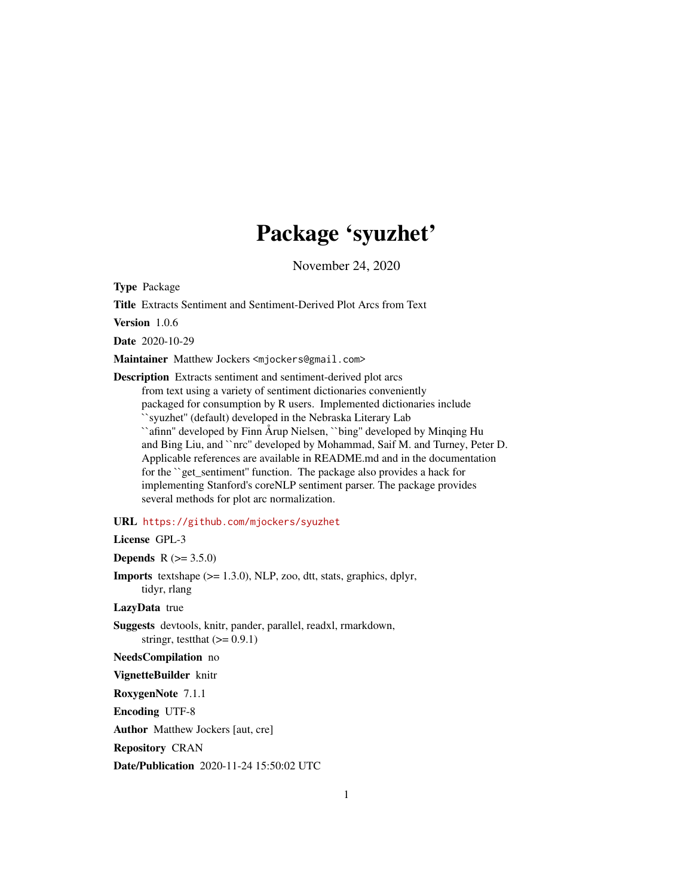# Package 'syuzhet'

November 24, 2020

**Type** Package

**Title** Extracts Sentiment and Sentiment-Derived Plot Arcs from Text

**Version** 1.0.6

**Date** 2020-10-29

**Maintainer** Matthew Jockers <mjockers@gmail.com>

**Description** Extracts sentiment and sentiment-derived plot arcs from text using a variety of sentiment dictionaries conveniently packaged for consumption by R users. Implemented dictionaries include ``syuzhet'' (default) developed in the Nebraska Literary Lab ``afinn'' developed by Finn Årup Nielsen, ``bing'' developed by Minqing Hu and Bing Liu, and ``nrc'' developed by Mohammad, Saif M. and Turney, Peter D. Applicable references are available in README.md and in the documentation for the ``get_sentiment'' function. The package also provides a hack for implementing Stanford's coreNLP sentiment parser. The package provides several methods for plot arc normalization.

**URL** https://github.com/mjockers/syuzhet

**License** GPL-3

**Depends** R (>= 3.5.0)

**Imports** textshape (>= 1.3.0), NLP, zoo, dtt, stats, graphics, dplyr, tidyr, rlang

**LazyData** true

**Suggests** devtools, knitr, pander, parallel, readxl, rmarkdown, stringr, testthat (>= 0.9.1)

**NeedsCompilation** no

**VignetteBuilder** knitr

**RoxygenNote** 7.1.1

**Encoding** UTF-8

**Author** Matthew Jockers [aut, cre]

**Repository** CRAN

**Date/Publication** 2020-11-24 15:50:02 UTC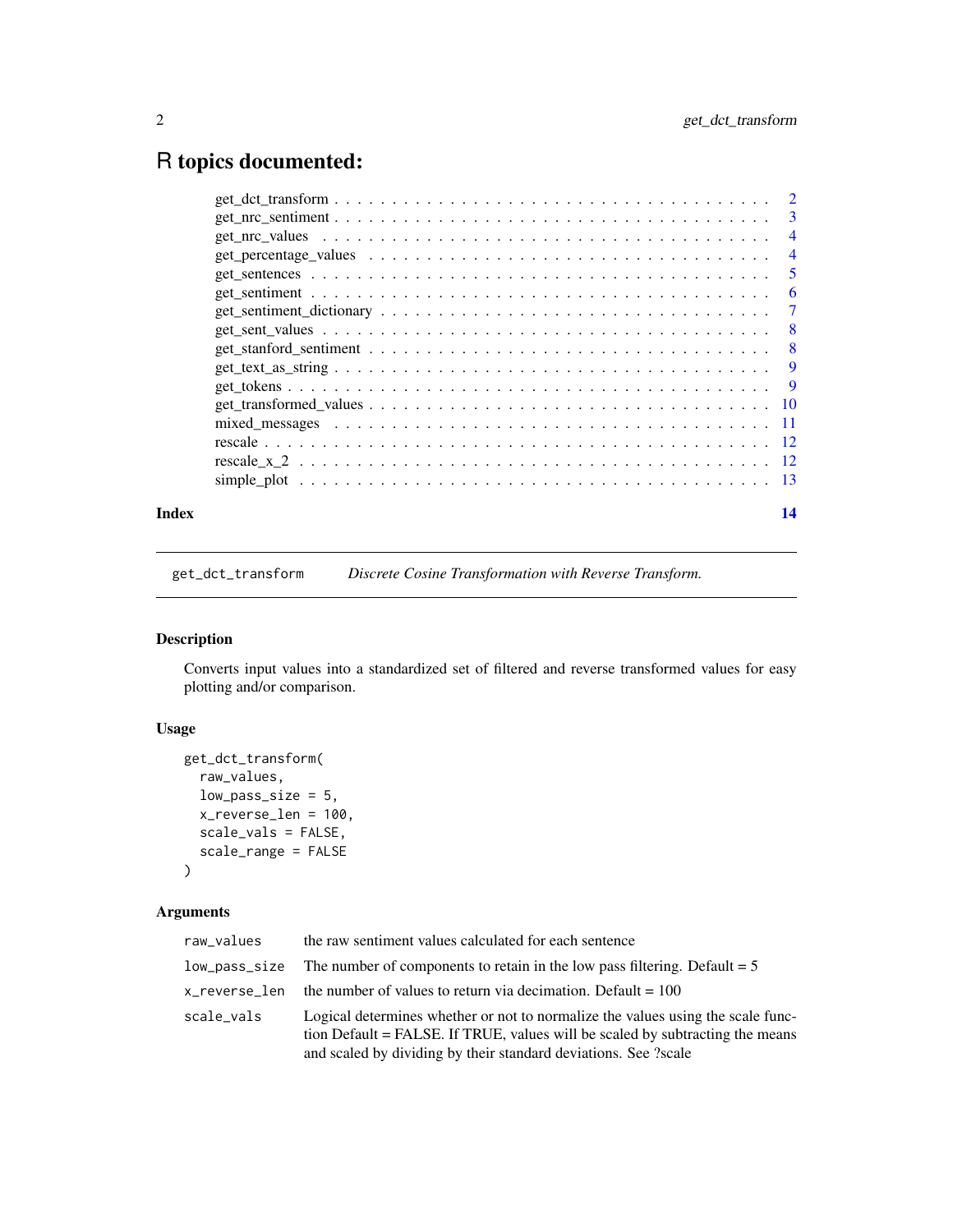# R topics documented:

| | |
|---|---|
| get_dct_transform | 2 |
| get_nrc_sentiment | 3 |
| get_nrc_values | 4 |
| get_percentage_values | 4 |
| get_sentences | 5 |
| get_sentiment | 6 |
| get_sentiment_dictionary | 7 |
| get_sent_values | 8 |
| get_stanford_sentiment | 8 |
| get_text_as_string | 9 |
| get_tokens | 9 |
| get_transformed_values | 10 |
| mixed_messages | 11 |
| rescale | 12 |
| rescale_x_2 | 12 |
| simple_plot | 13 |
| **Index** | **14** |

---

## get_dct_transform — *Discrete Cosine Transformation with Reverse Transform.*

### Description

Converts input values into a standardized set of filtered and reverse transformed values for easy plotting and/or comparison.

### Usage

```
get_dct_transform(
  raw_values,
  low_pass_size = 5,
  x_reverse_len = 100,
  scale_vals = FALSE,
  scale_range = FALSE
)
```

### Arguments

| | |
|---|---|
| raw_values | the raw sentiment values calculated for each sentence |
| low_pass_size | The number of components to retain in the low pass filtering. Default = 5 |
| x_reverse_len | the number of values to return via decimation. Default = 100 |
| scale_vals | Logical determines whether or not to normalize the values using the scale function Default = FALSE. If TRUE, values will be scaled by subtracting the means and scaled by dividing by their standard deviations. See ?scale |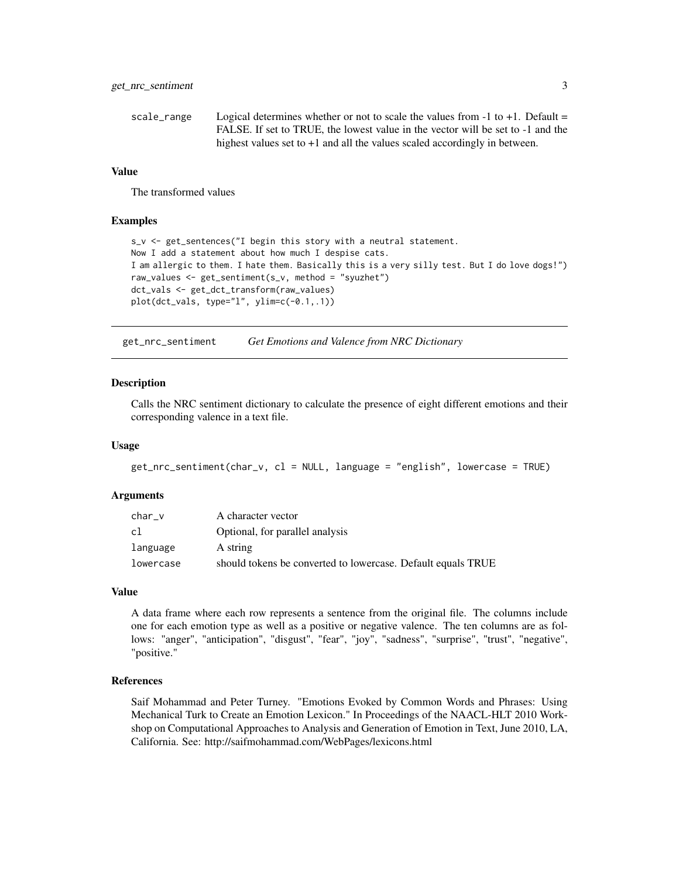| | |
|---|---|
| scale_range | Logical determines whether or not to scale the values from -1 to +1. Default = FALSE. If set to TRUE, the lowest value in the vector will be set to -1 and the highest values set to +1 and all the values scaled accordingly in between. |

### Value

The transformed values

### Examples

```
s_v <- get_sentences("I begin this story with a neutral statement.
Now I add a statement about how much I despise cats.
I am allergic to them. I hate them. Basically this is a very silly test. But I do love dogs!")
raw_values <- get_sentiment(s_v, method = "syuzhet")
dct_vals <- get_dct_transform(raw_values)
plot(dct_vals, type="l", ylim=c(-0.1,.1))
```

## get_nrc_sentiment *Get Emotions and Valence from NRC Dictionary*

### Description

Calls the NRC sentiment dictionary to calculate the presence of eight different emotions and their corresponding valence in a text file.

### Usage

```
get_nrc_sentiment(char_v, cl = NULL, language = "english", lowercase = TRUE)
```

### Arguments

| | |
|---|---|
| char_v | A character vector |
| cl | Optional, for parallel analysis |
| language | A string |
| lowercase | should tokens be converted to lowercase. Default equals TRUE |

### Value

A data frame where each row represents a sentence from the original file. The columns include one for each emotion type as well as a positive or negative valence. The ten columns are as follows: "anger", "anticipation", "disgust", "fear", "joy", "sadness", "surprise", "trust", "negative", "positive."

### References

Saif Mohammad and Peter Turney. "Emotions Evoked by Common Words and Phrases: Using Mechanical Turk to Create an Emotion Lexicon." In Proceedings of the NAACL-HLT 2010 Workshop on Computational Approaches to Analysis and Generation of Emotion in Text, June 2010, LA, California. See: http://saifmohammad.com/WebPages/lexicons.html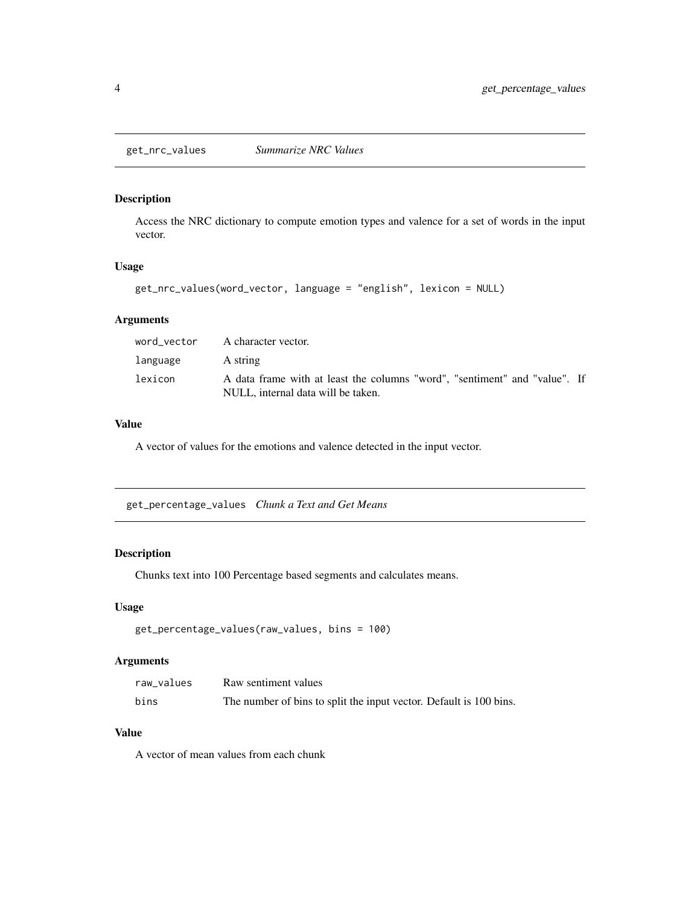## get_nrc_values *Summarize NRC Values*

### Description

Access the NRC dictionary to compute emotion types and valence for a set of words in the input vector.

### Usage

```
get_nrc_values(word_vector, language = "english", lexicon = NULL)
```

### Arguments

| | |
|---|---|
| `word_vector` | A character vector. |
| `language` | A string |
| `lexicon` | A data frame with at least the columns "word", "sentiment" and "value". If NULL, internal data will be taken. |

### Value

A vector of values for the emotions and valence detected in the input vector.

## get_percentage_values *Chunk a Text and Get Means*

### Description

Chunks text into 100 Percentage based segments and calculates means.

### Usage

```
get_percentage_values(raw_values, bins = 100)
```

### Arguments

| | |
|---|---|
| `raw_values` | Raw sentiment values |
| `bins` | The number of bins to split the input vector. Default is 100 bins. |

### Value

A vector of mean values from each chunk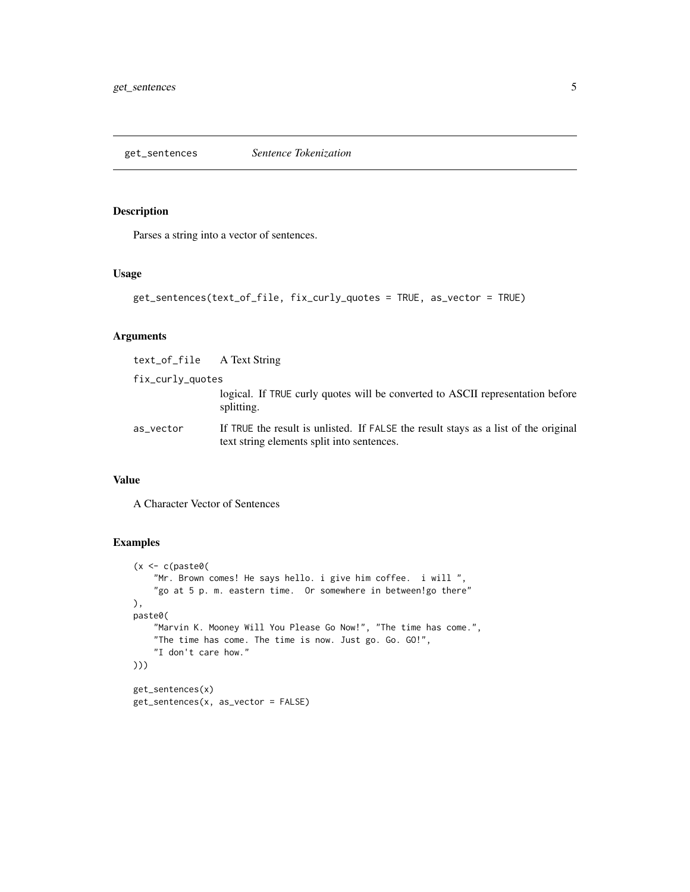## get_sentences *Sentence Tokenization*

### Description

Parses a string into a vector of sentences.

### Usage

```
get_sentences(text_of_file, fix_curly_quotes = TRUE, as_vector = TRUE)
```

### Arguments

| | |
|---|---|
| text_of_file | A Text String |
| fix_curly_quotes | logical. If TRUE curly quotes will be converted to ASCII representation before splitting. |
| as_vector | If TRUE the result is unlisted. If FALSE the result stays as a list of the original text string elements split into sentences. |

### Value

A Character Vector of Sentences

### Examples

```
(x <- c(paste0(
    "Mr. Brown comes! He says hello. i give him coffee.  i will ",
    "go at 5 p. m. eastern time.  Or somewhere in between!go there"
),
paste0(
    "Marvin K. Mooney Will You Please Go Now!", "The time has come.",
    "The time has come. The time is now. Just go. Go. GO!",
    "I don't care how."
)))

get_sentences(x)
get_sentences(x, as_vector = FALSE)
```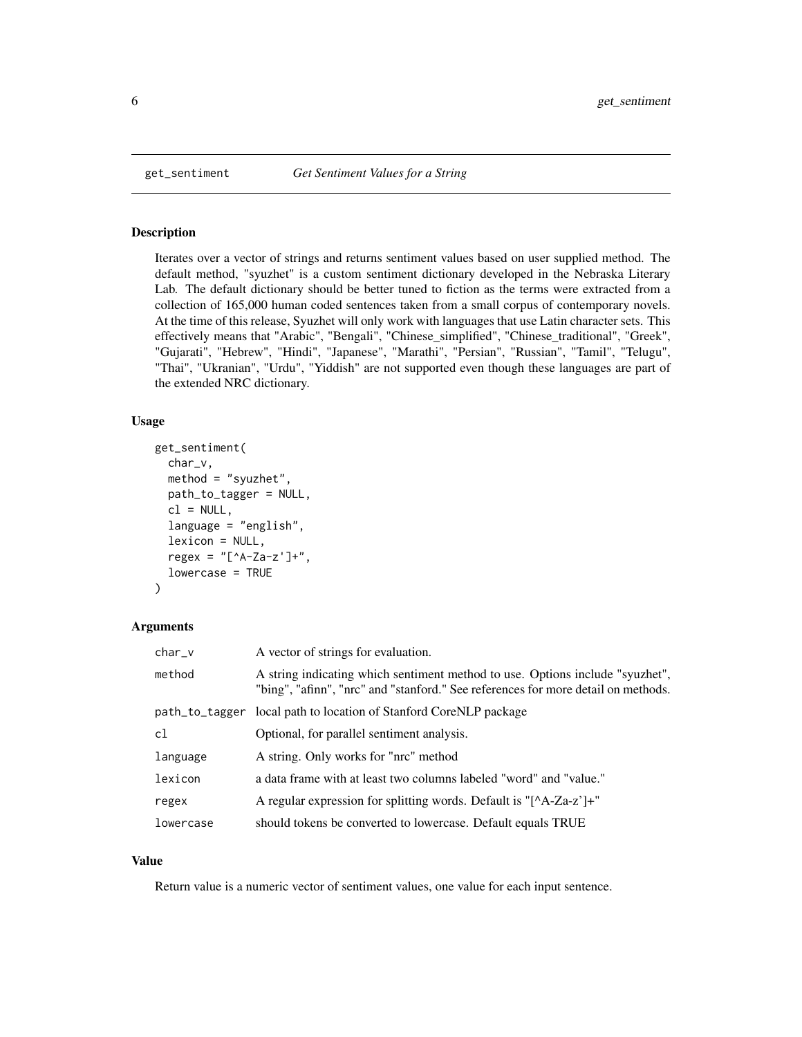## get_sentiment *Get Sentiment Values for a String*

### Description

Iterates over a vector of strings and returns sentiment values based on user supplied method. The default method, "syuzhet" is a custom sentiment dictionary developed in the Nebraska Literary Lab. The default dictionary should be better tuned to fiction as the terms were extracted from a collection of 165,000 human coded sentences taken from a small corpus of contemporary novels. At the time of this release, Syuzhet will only work with languages that use Latin character sets. This effectively means that "Arabic", "Bengali", "Chinese_simplified", "Chinese_traditional", "Greek", "Gujarati", "Hebrew", "Hindi", "Japanese", "Marathi", "Persian", "Russian", "Tamil", "Telugu", "Thai", "Ukranian", "Urdu", "Yiddish" are not supported even though these languages are part of the extended NRC dictionary.

### Usage

```
get_sentiment(
  char_v,
  method = "syuzhet",
  path_to_tagger = NULL,
  cl = NULL,
  language = "english",
  lexicon = NULL,
  regex = "[^A-Za-z']+",
  lowercase = TRUE
)
```

### Arguments

| | |
|---|---|
| char_v | A vector of strings for evaluation. |
| method | A string indicating which sentiment method to use. Options include "syuzhet", "bing", "afinn", "nrc" and "stanford." See references for more detail on methods. |
| path_to_tagger | local path to location of Stanford CoreNLP package |
| cl | Optional, for parallel sentiment analysis. |
| language | A string. Only works for "nrc" method |
| lexicon | a data frame with at least two columns labeled "word" and "value." |
| regex | A regular expression for splitting words. Default is "[^A-Za-z']+" |
| lowercase | should tokens be converted to lowercase. Default equals TRUE |

### Value

Return value is a numeric vector of sentiment values, one value for each input sentence.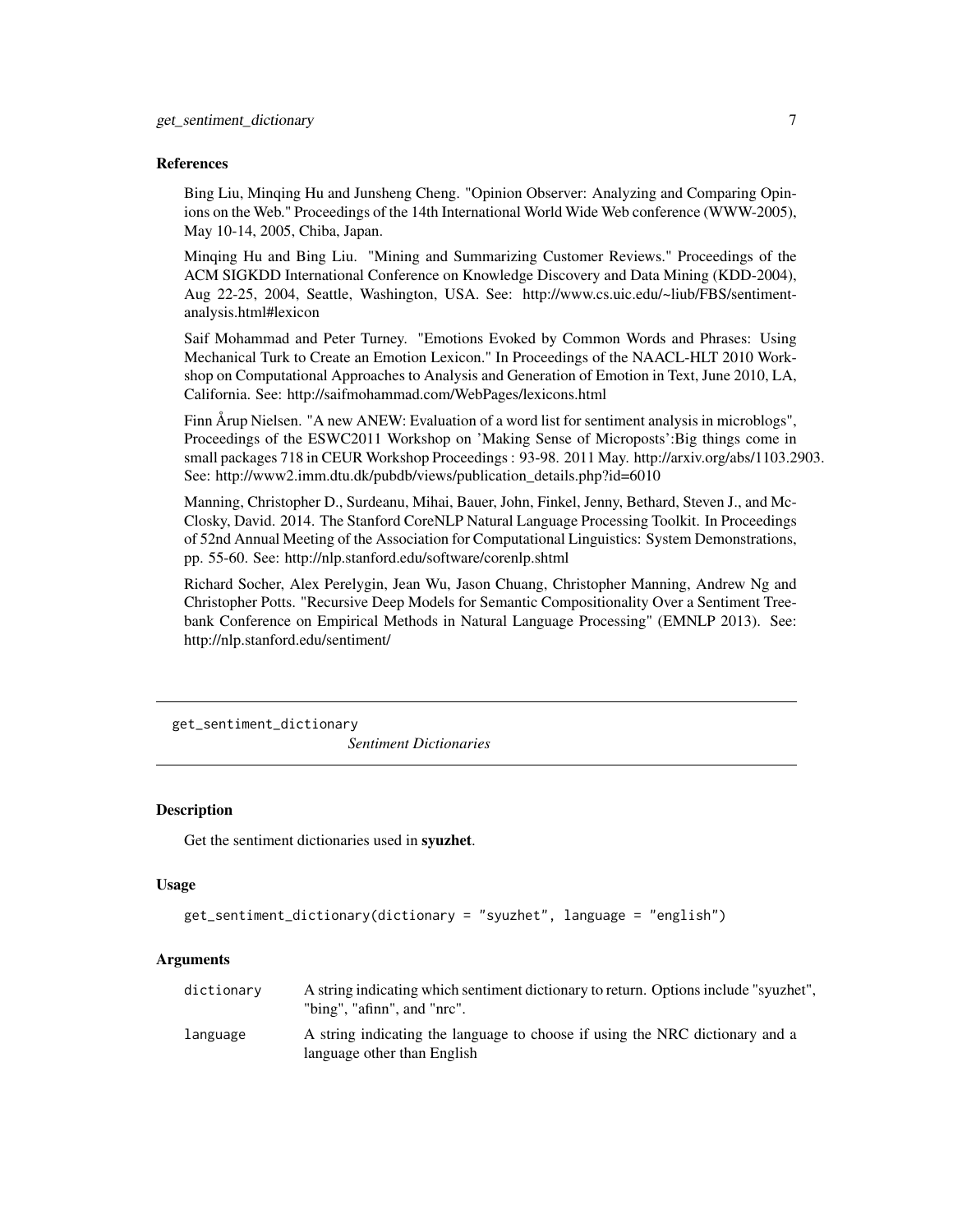### References

Bing Liu, Minqing Hu and Junsheng Cheng. "Opinion Observer: Analyzing and Comparing Opinions on the Web." Proceedings of the 14th International World Wide Web conference (WWW-2005), May 10-14, 2005, Chiba, Japan.

Minqing Hu and Bing Liu. "Mining and Summarizing Customer Reviews." Proceedings of the ACM SIGKDD International Conference on Knowledge Discovery and Data Mining (KDD-2004), Aug 22-25, 2004, Seattle, Washington, USA. See: http://www.cs.uic.edu/~liub/FBS/sentiment-analysis.html#lexicon

Saif Mohammad and Peter Turney. "Emotions Evoked by Common Words and Phrases: Using Mechanical Turk to Create an Emotion Lexicon." In Proceedings of the NAACL-HLT 2010 Workshop on Computational Approaches to Analysis and Generation of Emotion in Text, June 2010, LA, California. See: http://saifmohammad.com/WebPages/lexicons.html

Finn Årup Nielsen. "A new ANEW: Evaluation of a word list for sentiment analysis in microblogs", Proceedings of the ESWC2011 Workshop on 'Making Sense of Microposts':Big things come in small packages 718 in CEUR Workshop Proceedings : 93-98. 2011 May. http://arxiv.org/abs/1103.2903. See: http://www2.imm.dtu.dk/pubdb/views/publication_details.php?id=6010

Manning, Christopher D., Surdeanu, Mihai, Bauer, John, Finkel, Jenny, Bethard, Steven J., and McClosky, David. 2014. The Stanford CoreNLP Natural Language Processing Toolkit. In Proceedings of 52nd Annual Meeting of the Association for Computational Linguistics: System Demonstrations, pp. 55-60. See: http://nlp.stanford.edu/software/corenlp.shtml

Richard Socher, Alex Perelygin, Jean Wu, Jason Chuang, Christopher Manning, Andrew Ng and Christopher Potts. "Recursive Deep Models for Semantic Compositionality Over a Sentiment Treebank Conference on Empirical Methods in Natural Language Processing" (EMNLP 2013). See: http://nlp.stanford.edu/sentiment/

---

## get_sentiment_dictionary — *Sentiment Dictionaries*

### Description

Get the sentiment dictionaries used in **syuzhet**.

### Usage

```
get_sentiment_dictionary(dictionary = "syuzhet", language = "english")
```

### Arguments

| | |
|---|---|
| `dictionary` | A string indicating which sentiment dictionary to return. Options include "syuzhet", "bing", "afinn", and "nrc". |
| `language` | A string indicating the language to choose if using the NRC dictionary and a language other than English |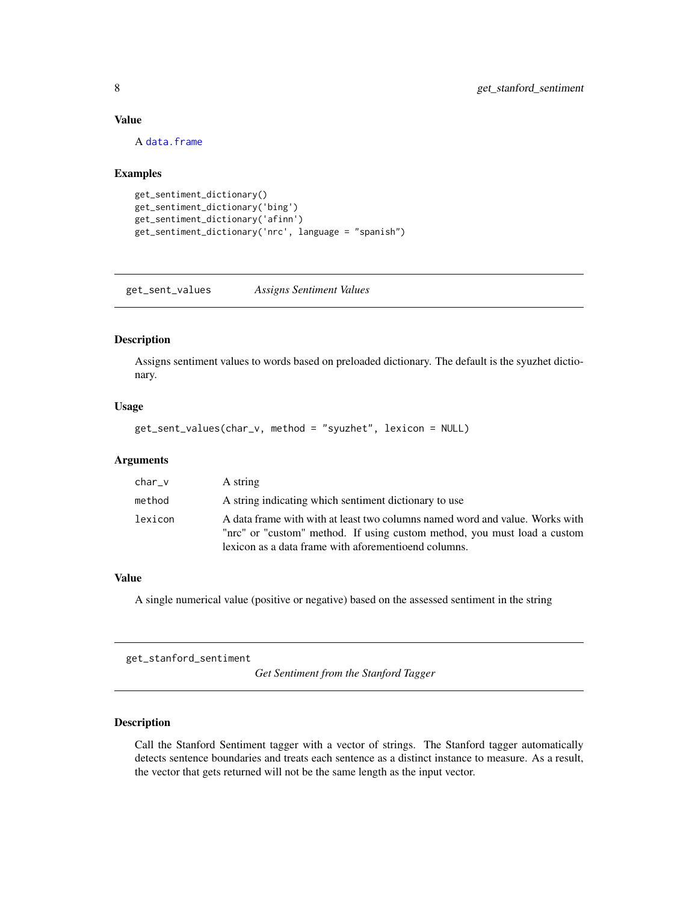### Value

A data.frame

### Examples

```
get_sentiment_dictionary()
get_sentiment_dictionary('bing')
get_sentiment_dictionary('afinn')
get_sentiment_dictionary('nrc', language = "spanish")
```

---

## get_sent_values *Assigns Sentiment Values*

### Description

Assigns sentiment values to words based on preloaded dictionary. The default is the syuzhet dictionary.

### Usage

```
get_sent_values(char_v, method = "syuzhet", lexicon = NULL)
```

### Arguments

| | |
|---|---|
| char_v | A string |
| method | A string indicating which sentiment dictionary to use |
| lexicon | A data frame with with at least two columns named word and value. Works with "nrc" or "custom" method. If using custom method, you must load a custom lexicon as a data frame with aforementioend columns. |

### Value

A single numerical value (positive or negative) based on the assessed sentiment in the string

---

## get_stanford_sentiment *Get Sentiment from the Stanford Tagger*

### Description

Call the Stanford Sentiment tagger with a vector of strings. The Stanford tagger automatically detects sentence boundaries and treats each sentence as a distinct instance to measure. As a result, the vector that gets returned will not be the same length as the input vector.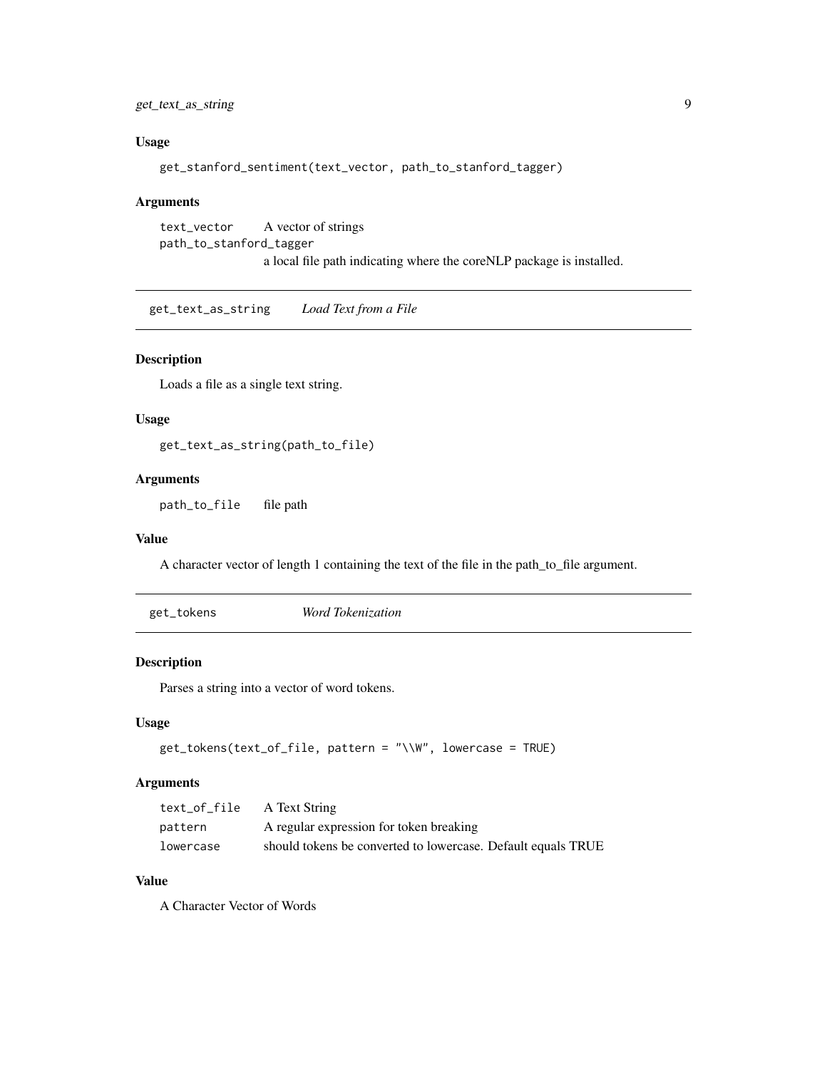### Usage

```
get_stanford_sentiment(text_vector, path_to_stanford_tagger)
```

### Arguments

| | |
|---|---|
| text_vector | A vector of strings |
| path_to_stanford_tagger | a local file path indicating where the coreNLP package is installed. |

---

## get_text_as_string — *Load Text from a File*

### Description

Loads a file as a single text string.

### Usage

```
get_text_as_string(path_to_file)
```

### Arguments

| | |
|---|---|
| path_to_file | file path |

### Value

A character vector of length 1 containing the text of the file in the path_to_file argument.

---

## get_tokens — *Word Tokenization*

### Description

Parses a string into a vector of word tokens.

### Usage

```
get_tokens(text_of_file, pattern = "\\W", lowercase = TRUE)
```

### Arguments

| | |
|---|---|
| text_of_file | A Text String |
| pattern | A regular expression for token breaking |
| lowercase | should tokens be converted to lowercase. Default equals TRUE |

### Value

A Character Vector of Words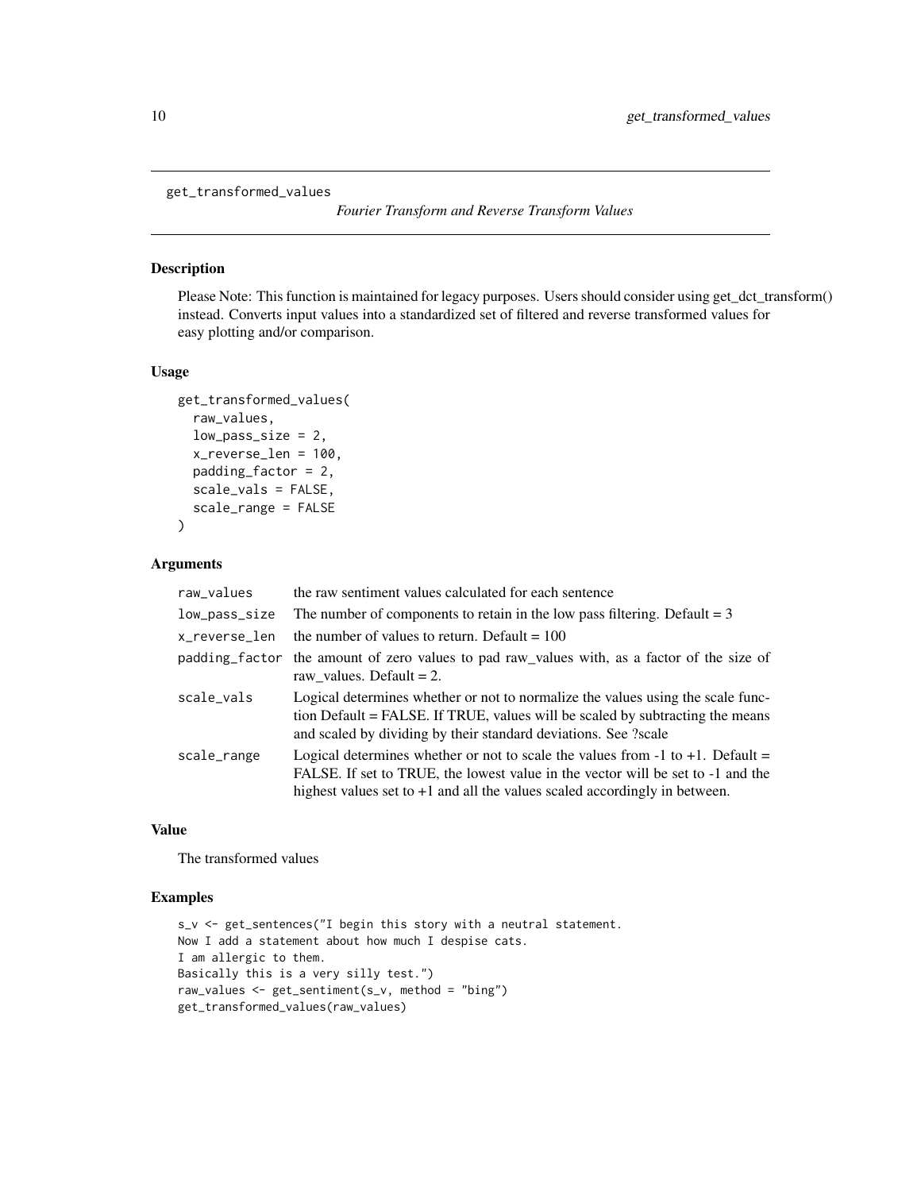## get_transformed_values

*Fourier Transform and Reverse Transform Values*

### Description

Please Note: This function is maintained for legacy purposes. Users should consider using get_dct_transform() instead. Converts input values into a standardized set of filtered and reverse transformed values for easy plotting and/or comparison.

### Usage

```
get_transformed_values(
  raw_values,
  low_pass_size = 2,
  x_reverse_len = 100,
  padding_factor = 2,
  scale_vals = FALSE,
  scale_range = FALSE
)
```

### Arguments

| Argument | Description |
|---|---|
| raw_values | the raw sentiment values calculated for each sentence |
| low_pass_size | The number of components to retain in the low pass filtering. Default = 3 |
| x_reverse_len | the number of values to return. Default = 100 |
| padding_factor | the amount of zero values to pad raw_values with, as a factor of the size of raw_values. Default = 2. |
| scale_vals | Logical determines whether or not to normalize the values using the scale function Default = FALSE. If TRUE, values will be scaled by subtracting the means and scaled by dividing by their standard deviations. See ?scale |
| scale_range | Logical determines whether or not to scale the values from -1 to +1. Default = FALSE. If set to TRUE, the lowest value in the vector will be set to -1 and the highest values set to +1 and all the values scaled accordingly in between. |

### Value

The transformed values

### Examples

```
s_v <- get_sentences("I begin this story with a neutral statement.
Now I add a statement about how much I despise cats.
I am allergic to them.
Basically this is a very silly test.")
raw_values <- get_sentiment(s_v, method = "bing")
get_transformed_values(raw_values)
```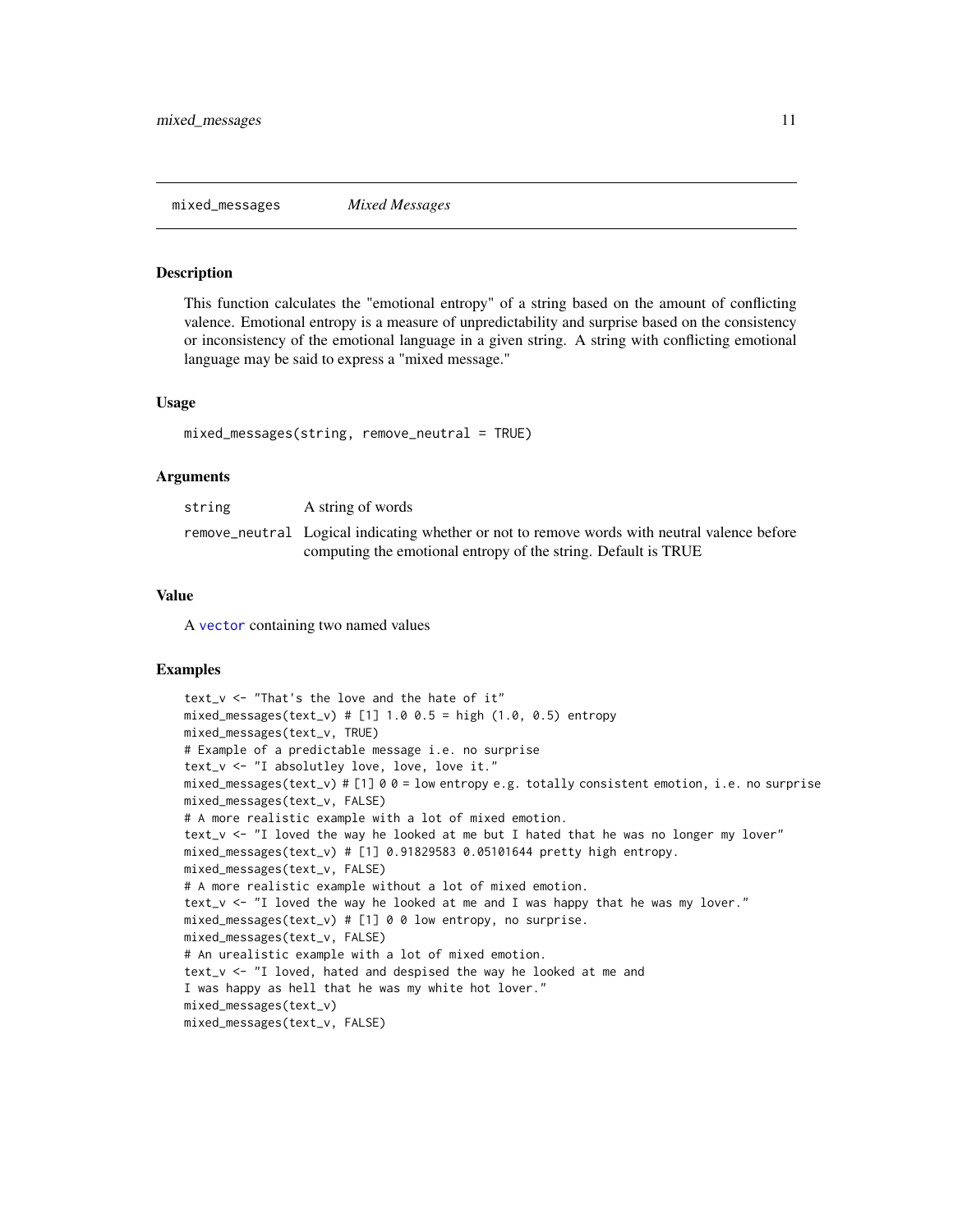## mixed_messages    *Mixed Messages*

### Description

This function calculates the "emotional entropy" of a string based on the amount of conflicting valence. Emotional entropy is a measure of unpredictability and surprise based on the consistency or inconsistency of the emotional language in a given string. A string with conflicting emotional language may be said to express a "mixed message."

### Usage

```
mixed_messages(string, remove_neutral = TRUE)
```

### Arguments

| | |
|---|---|
| string | A string of words |
| remove_neutral | Logical indicating whether or not to remove words with neutral valence before computing the emotional entropy of the string. Default is TRUE |

### Value

A vector containing two named values

### Examples

```
text_v <- "That's the love and the hate of it"
mixed_messages(text_v) # [1] 1.0 0.5 = high (1.0, 0.5) entropy
mixed_messages(text_v, TRUE)
# Example of a predictable message i.e. no surprise
text_v <- "I absolutley love, love, love it."
mixed_messages(text_v) # [1] 0 0 = low entropy e.g. totally consistent emotion, i.e. no surprise
mixed_messages(text_v, FALSE)
# A more realistic example with a lot of mixed emotion.
text_v <- "I loved the way he looked at me but I hated that he was no longer my lover"
mixed_messages(text_v) # [1] 0.91829583 0.05101644 pretty high entropy.
mixed_messages(text_v, FALSE)
# A more realistic example without a lot of mixed emotion.
text_v <- "I loved the way he looked at me and I was happy that he was my lover."
mixed_messages(text_v) # [1] 0 0 low entropy, no surprise.
mixed_messages(text_v, FALSE)
# An urealistic example with a lot of mixed emotion.
text_v <- "I loved, hated and despised the way he looked at me and
I was happy as hell that he was my white hot lover."
mixed_messages(text_v)
mixed_messages(text_v, FALSE)
```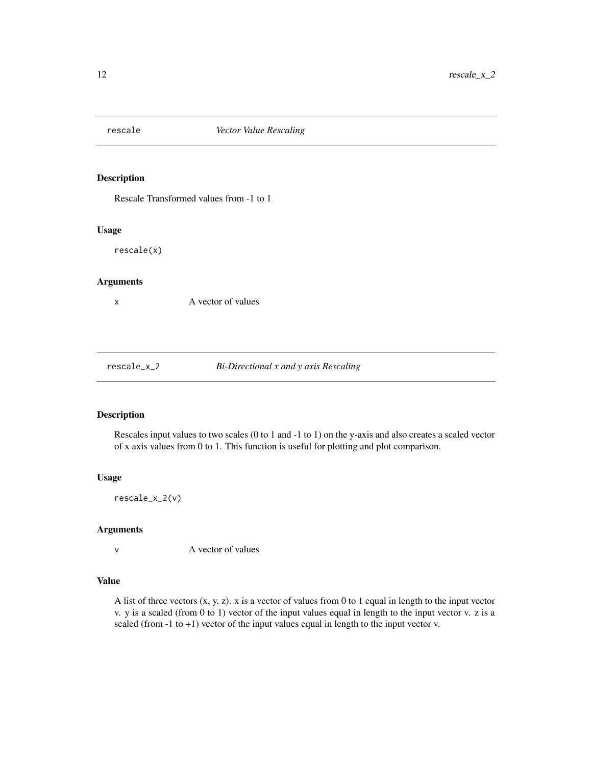## rescale — *Vector Value Rescaling*

### Description

Rescale Transformed values from -1 to 1

### Usage

```
rescale(x)
```

### Arguments

x — A vector of values

## rescale_x_2 — *Bi-Directional x and y axis Rescaling*

### Description

Rescales input values to two scales (0 to 1 and -1 to 1) on the y-axis and also creates a scaled vector of x axis values from 0 to 1. This function is useful for plotting and plot comparison.

### Usage

```
rescale_x_2(v)
```

### Arguments

v — A vector of values

### Value

A list of three vectors (x, y, z). x is a vector of values from 0 to 1 equal in length to the input vector v. y is a scaled (from 0 to 1) vector of the input values equal in length to the input vector v. z is a scaled (from -1 to +1) vector of the input values equal in length to the input vector v.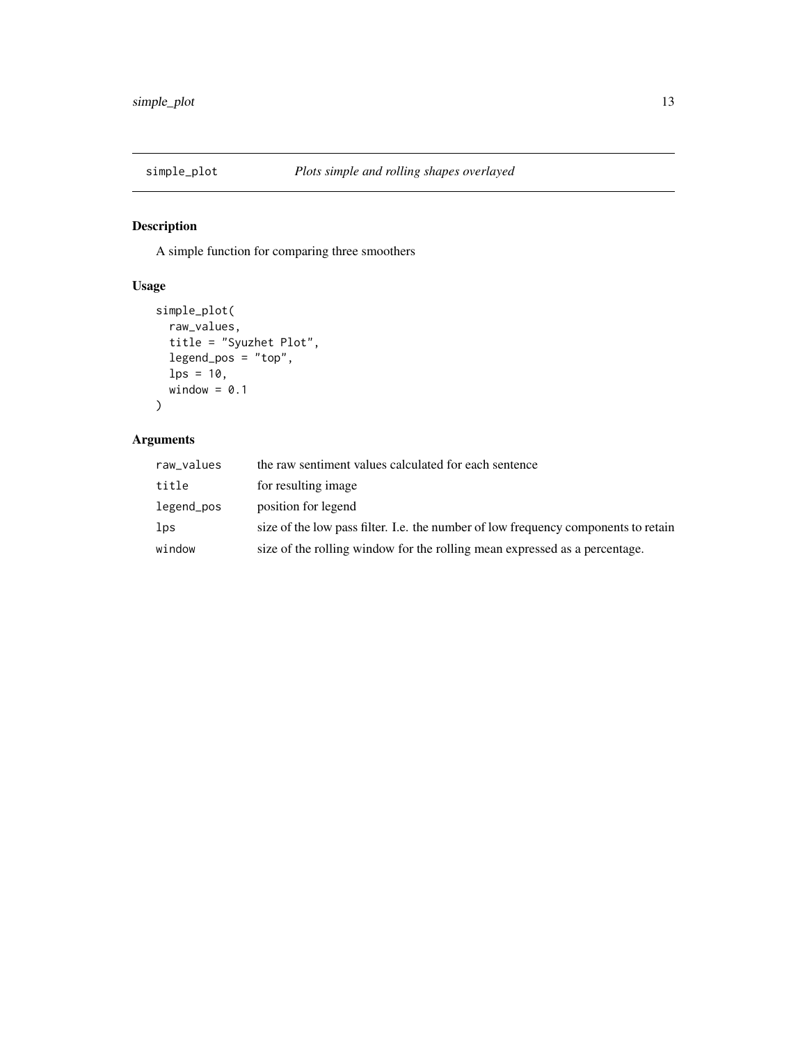## simple_plot *Plots simple and rolling shapes overlayed*

### Description

A simple function for comparing three smoothers

### Usage

```
simple_plot(
  raw_values,
  title = "Syuzhet Plot",
  legend_pos = "top",
  lps = 10,
  window = 0.1
)
```

### Arguments

| | |
|---|---|
| raw_values | the raw sentiment values calculated for each sentence |
| title | for resulting image |
| legend_pos | position for legend |
| lps | size of the low pass filter. I.e. the number of low frequency components to retain |
| window | size of the rolling window for the rolling mean expressed as a percentage. |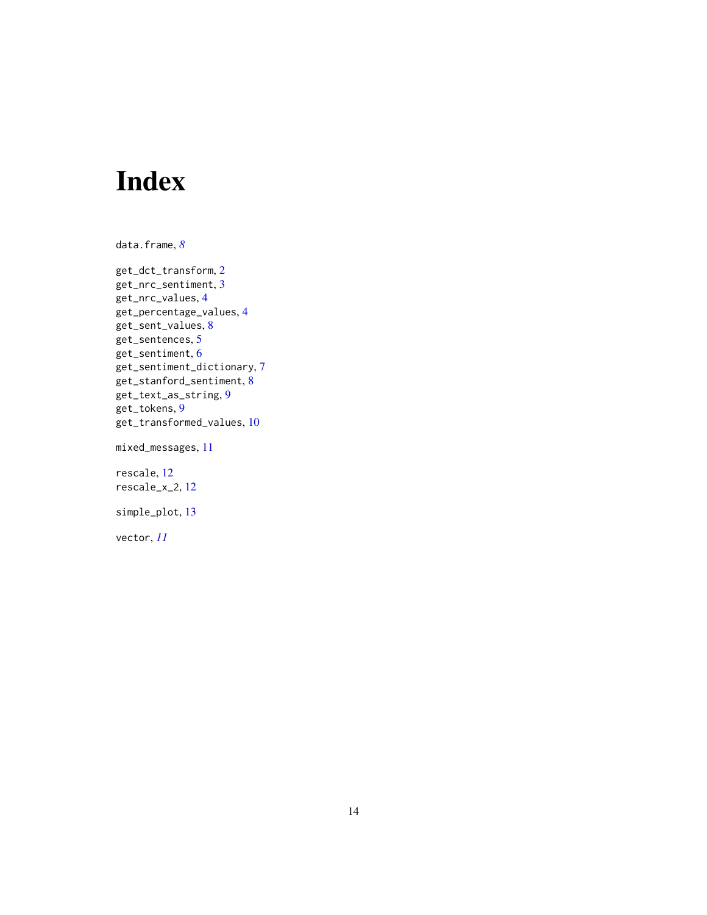# Index

data.frame, *8*

get_dct_transform, 2
get_nrc_sentiment, 3
get_nrc_values, 4
get_percentage_values, 4
get_sent_values, 8
get_sentences, 5
get_sentiment, 6
get_sentiment_dictionary, 7
get_stanford_sentiment, 8
get_text_as_string, 9
get_tokens, 9
get_transformed_values, 10

mixed_messages, 11

rescale, 12
rescale_x_2, 12

simple_plot, 13

vector, *11*